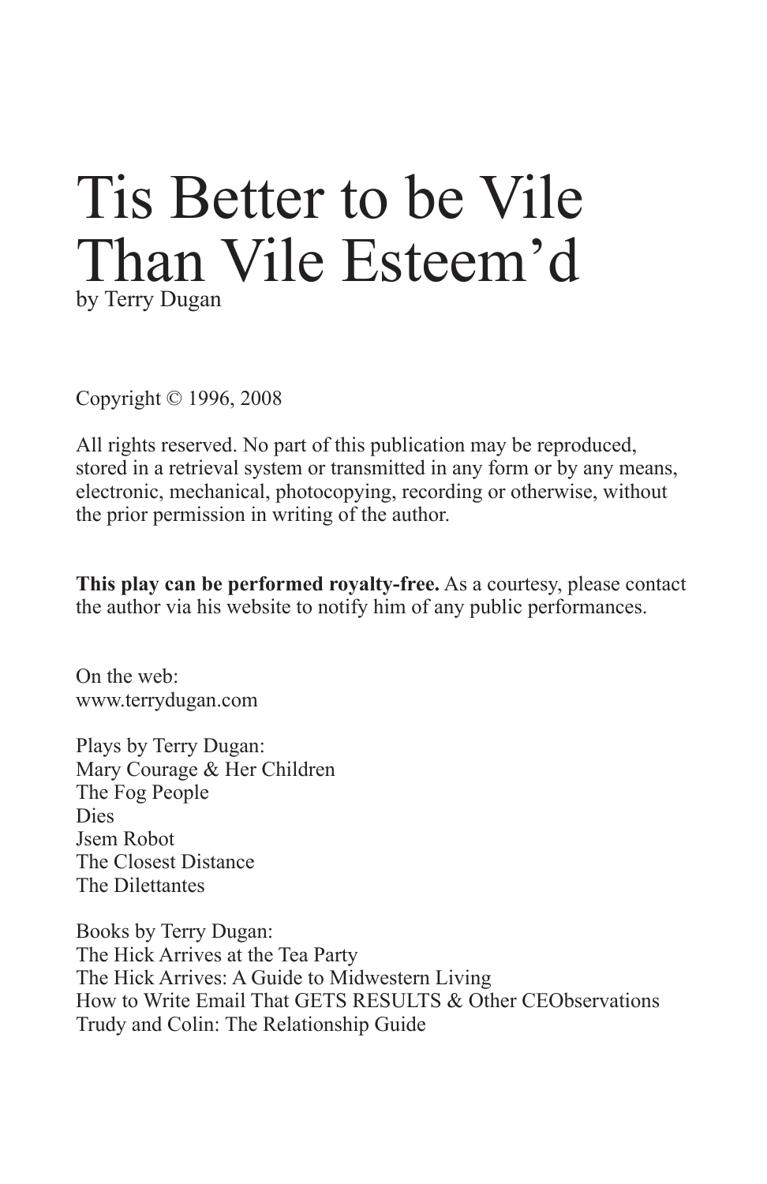# Tis Better to be Vile Than Vile Esteem'd

by Terry Dugan

Copyright © 1996, 2008

All rights reserved. No part of this publication may be reproduced, stored in a retrieval system or transmitted in any form or by any means, electronic, mechanical, photocopying, recording or otherwise, without the prior permission in writing of the author.

**This play can be performed royalty-free.** As a courtesy, please contact the author via his website to notify him of any public performances.

On the web:
www.terrydugan.com

Plays by Terry Dugan:
Mary Courage & Her Children
The Fog People
Dies
Jsem Robot
The Closest Distance
The Dilettantes

Books by Terry Dugan:
The Hick Arrives at the Tea Party
The Hick Arrives: A Guide to Midwestern Living
How to Write Email That GETS RESULTS & Other CEObservations
Trudy and Colin: The Relationship Guide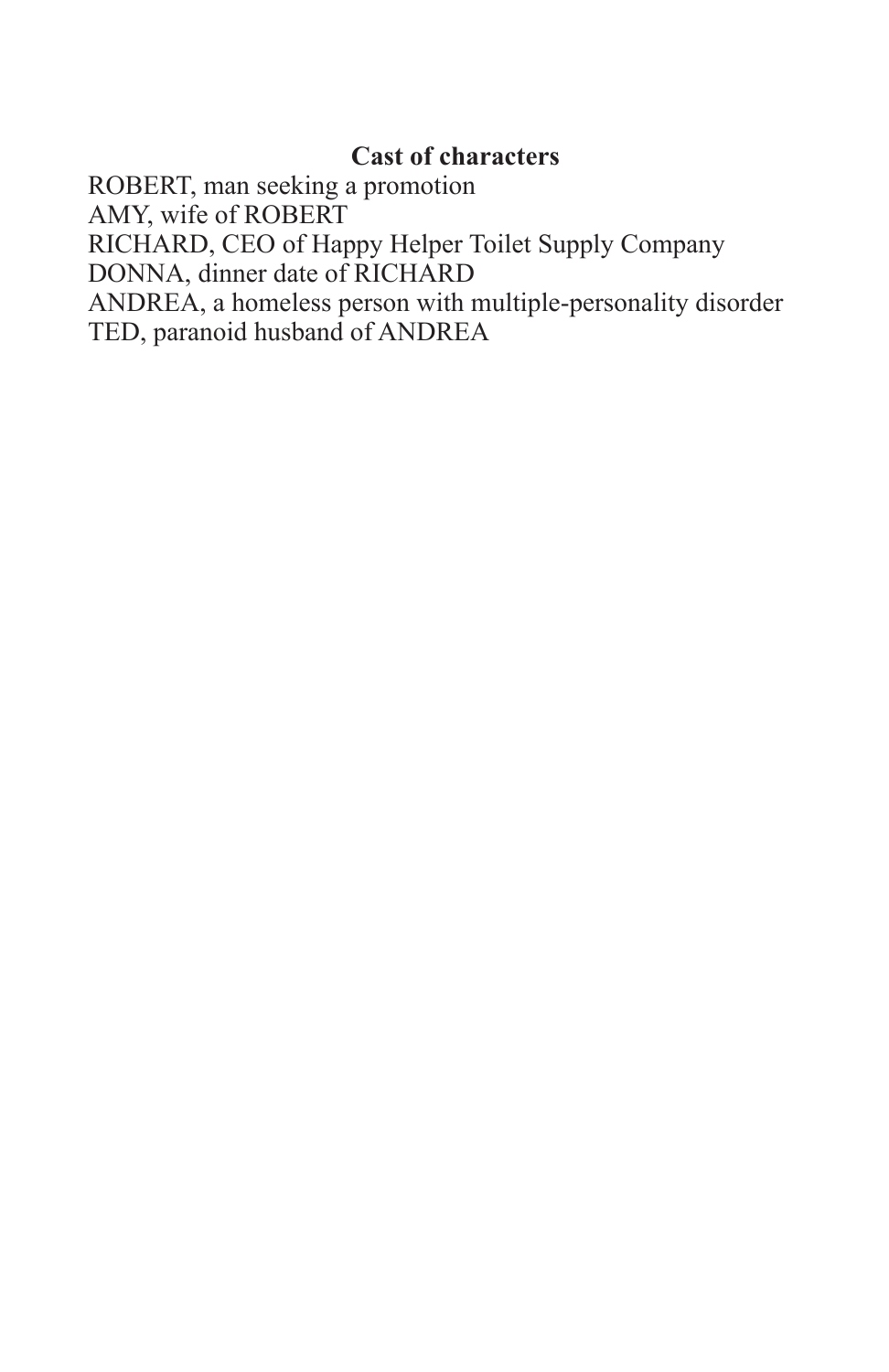**Cast of characters**

ROBERT, man seeking a promotion
AMY, wife of ROBERT
RICHARD, CEO of Happy Helper Toilet Supply Company
DONNA, dinner date of RICHARD
ANDREA, a homeless person with multiple-personality disorder
TED, paranoid husband of ANDREA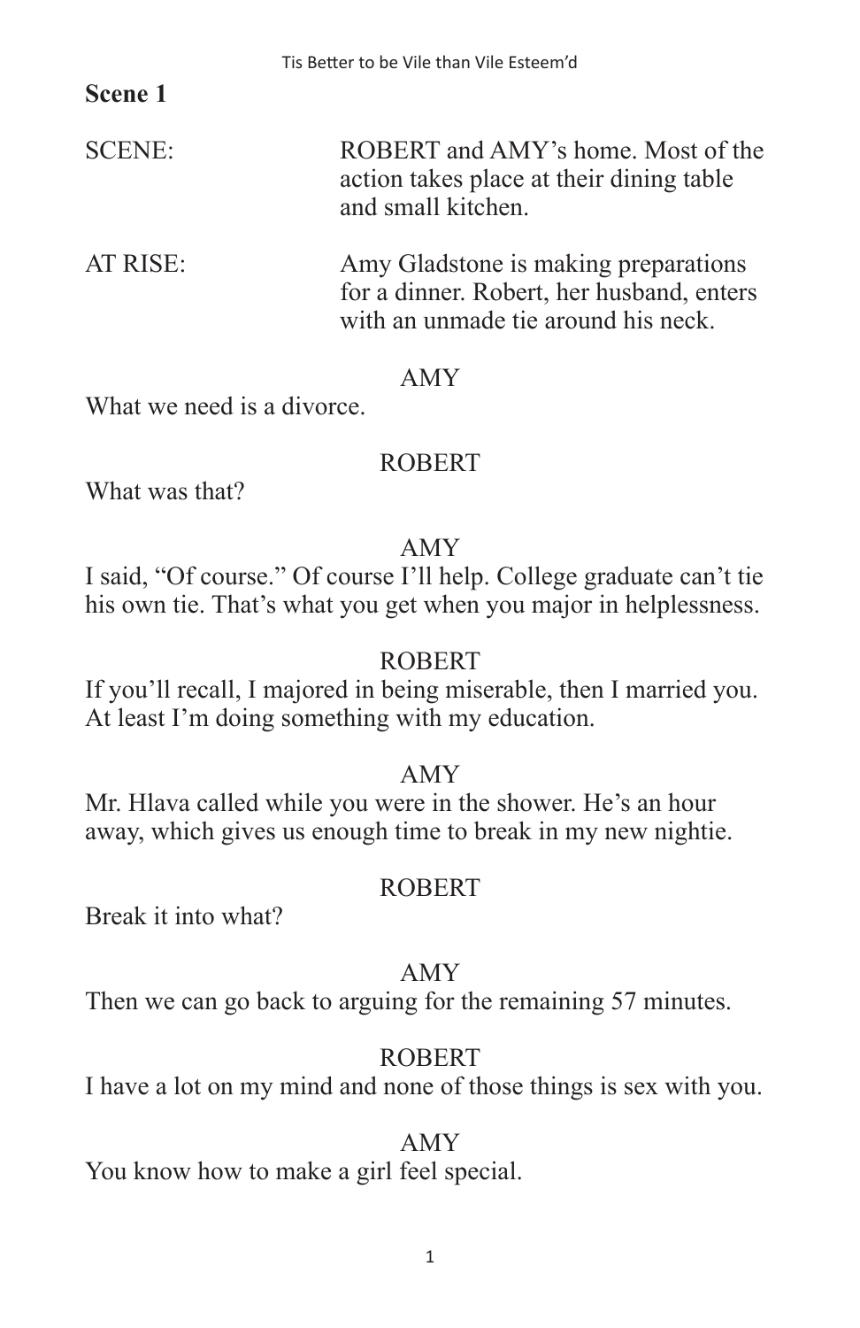## Scene 1

SCENE: ROBERT and AMY's home. Most of the action takes place at their dining table and small kitchen.

AT RISE: Amy Gladstone is making preparations for a dinner. Robert, her husband, enters with an unmade tie around his neck.

AMY

What we need is a divorce.

ROBERT

What was that?

AMY

I said, "Of course." Of course I'll help. College graduate can't tie his own tie. That's what you get when you major in helplessness.

ROBERT

If you'll recall, I majored in being miserable, then I married you. At least I'm doing something with my education.

AMY

Mr. Hlava called while you were in the shower. He's an hour away, which gives us enough time to break in my new nightie.

ROBERT

Break it into what?

AMY

Then we can go back to arguing for the remaining 57 minutes.

ROBERT

I have a lot on my mind and none of those things is sex with you.

AMY

You know how to make a girl feel special.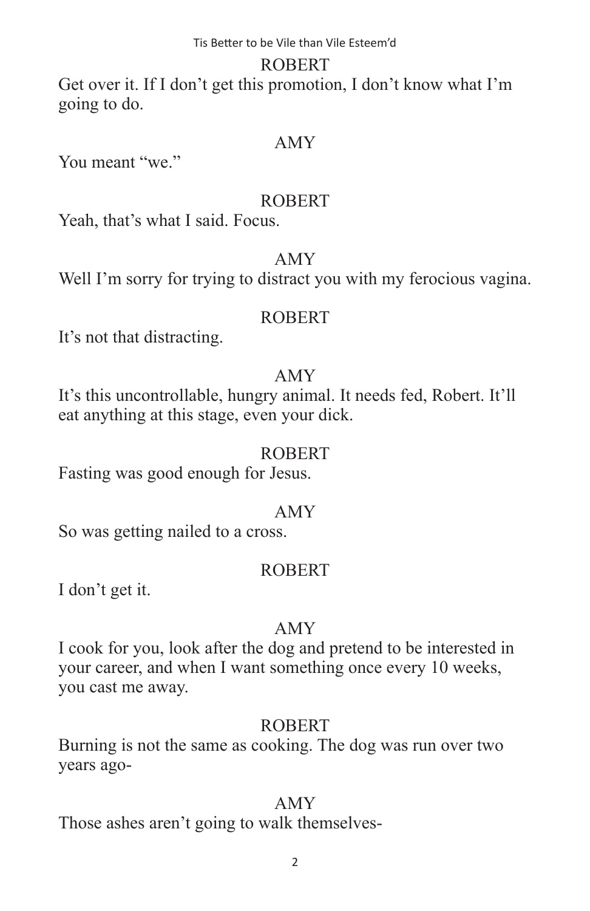ROBERT

Get over it. If I don't get this promotion, I don't know what I'm going to do.

AMY

You meant "we."

ROBERT

Yeah, that's what I said. Focus.

AMY

Well I'm sorry for trying to distract you with my ferocious vagina.

ROBERT

It's not that distracting.

AMY

It's this uncontrollable, hungry animal. It needs fed, Robert. It'll eat anything at this stage, even your dick.

ROBERT

Fasting was good enough for Jesus.

AMY

So was getting nailed to a cross.

ROBERT

I don't get it.

AMY

I cook for you, look after the dog and pretend to be interested in your career, and when I want something once every 10 weeks, you cast me away.

ROBERT

Burning is not the same as cooking. The dog was run over two years ago-

AMY

Those ashes aren't going to walk themselves-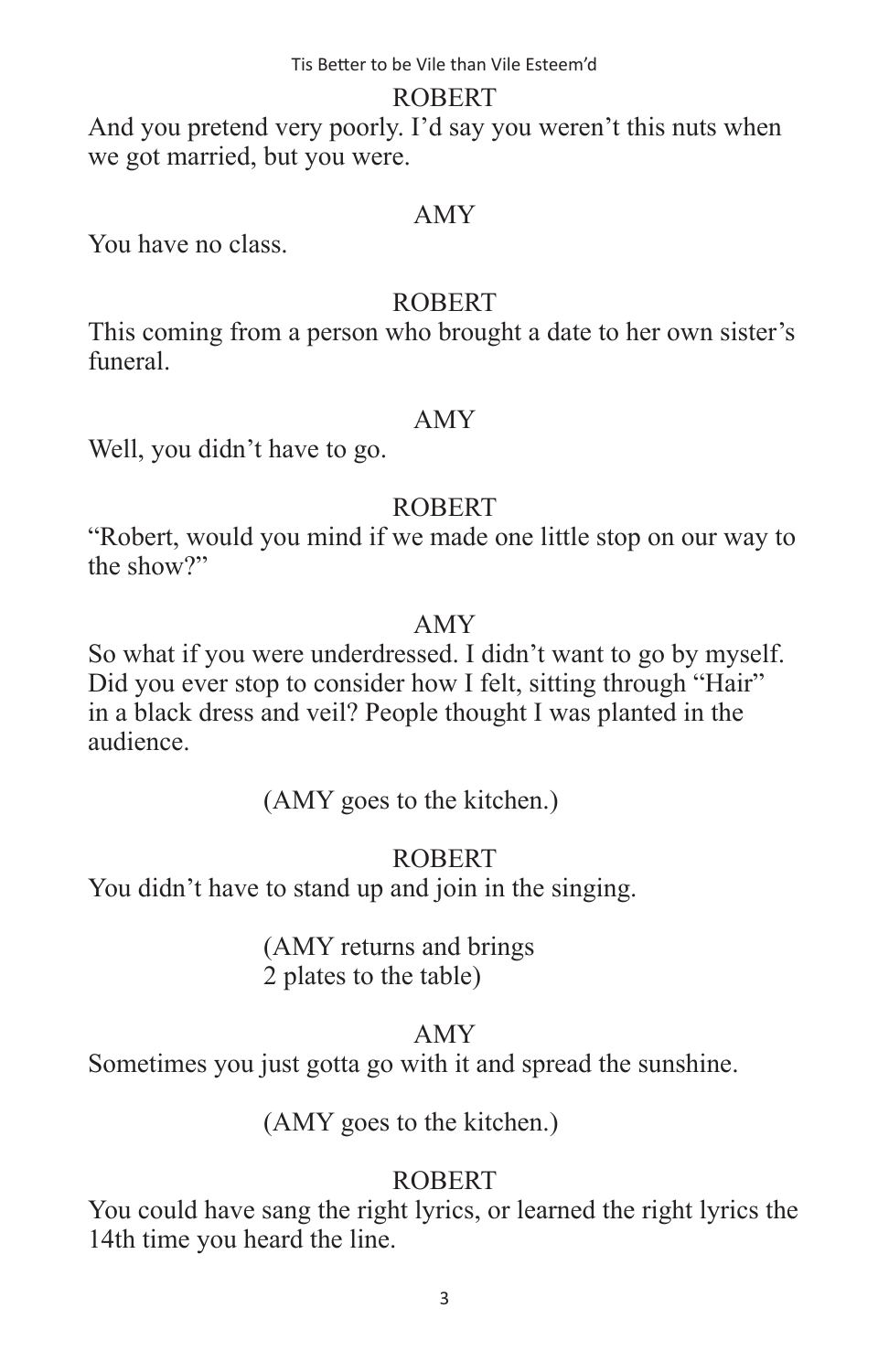ROBERT

And you pretend very poorly. I'd say you weren't this nuts when we got married, but you were.

AMY

You have no class.

ROBERT

This coming from a person who brought a date to her own sister's funeral.

AMY

Well, you didn't have to go.

ROBERT

"Robert, would you mind if we made one little stop on our way to the show?"

AMY

So what if you were underdressed. I didn't want to go by myself. Did you ever stop to consider how I felt, sitting through "Hair" in a black dress and veil? People thought I was planted in the audience.

(AMY goes to the kitchen.)

ROBERT

You didn't have to stand up and join in the singing.

(AMY returns and brings 2 plates to the table)

AMY

Sometimes you just gotta go with it and spread the sunshine.

(AMY goes to the kitchen.)

ROBERT

You could have sang the right lyrics, or learned the right lyrics the 14th time you heard the line.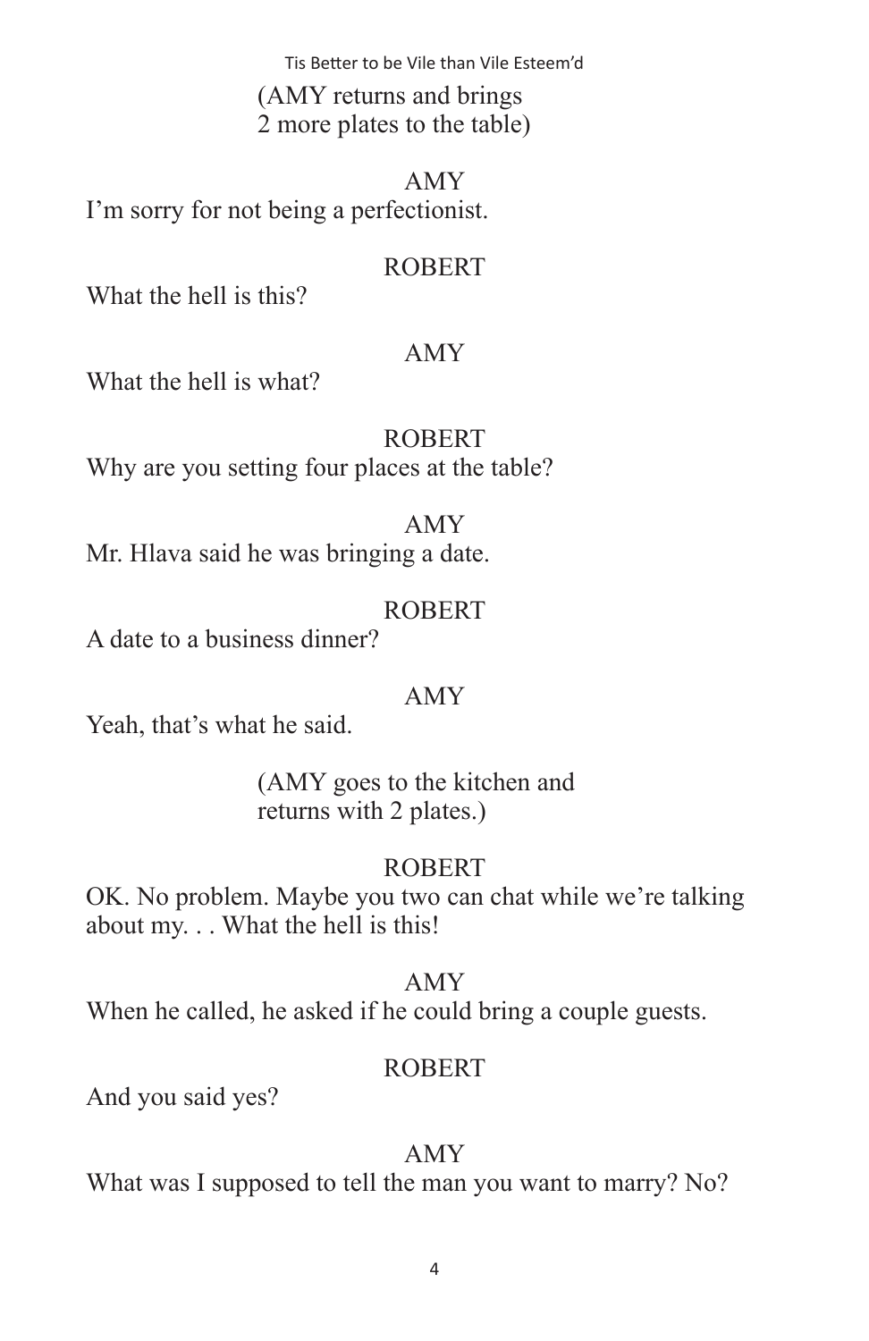(AMY returns and brings 2 more plates to the table)

AMY

I'm sorry for not being a perfectionist.

ROBERT

What the hell is this?

AMY

What the hell is what?

ROBERT

Why are you setting four places at the table?

AMY

Mr. Hlava said he was bringing a date.

ROBERT

A date to a business dinner?

AMY

Yeah, that's what he said.

(AMY goes to the kitchen and returns with 2 plates.)

ROBERT

OK. No problem. Maybe you two can chat while we're talking about my. . . What the hell is this!

AMY

When he called, he asked if he could bring a couple guests.

ROBERT

And you said yes?

AMY

What was I supposed to tell the man you want to marry? No?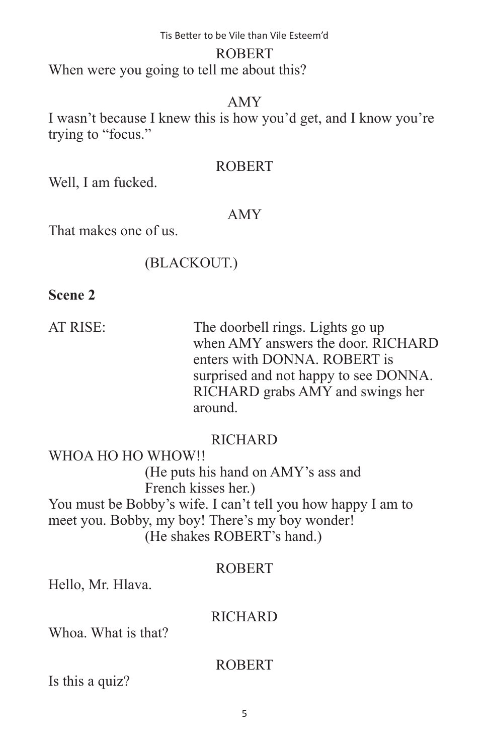ROBERT

When were you going to tell me about this?

AMY

I wasn't because I knew this is how you'd get, and I know you're trying to "focus."

ROBERT

Well, I am fucked.

AMY

That makes one of us.

(BLACKOUT.)

**Scene 2**

AT RISE: The doorbell rings. Lights go up when AMY answers the door. RICHARD enters with DONNA. ROBERT is surprised and not happy to see DONNA. RICHARD grabs AMY and swings her around.

RICHARD

WHOA HO HO WHOW!!

(He puts his hand on AMY's ass and French kisses her.)

You must be Bobby's wife. I can't tell you how happy I am to meet you. Bobby, my boy! There's my boy wonder!

(He shakes ROBERT's hand.)

ROBERT

Hello, Mr. Hlava.

RICHARD

Whoa. What is that?

ROBERT

Is this a quiz?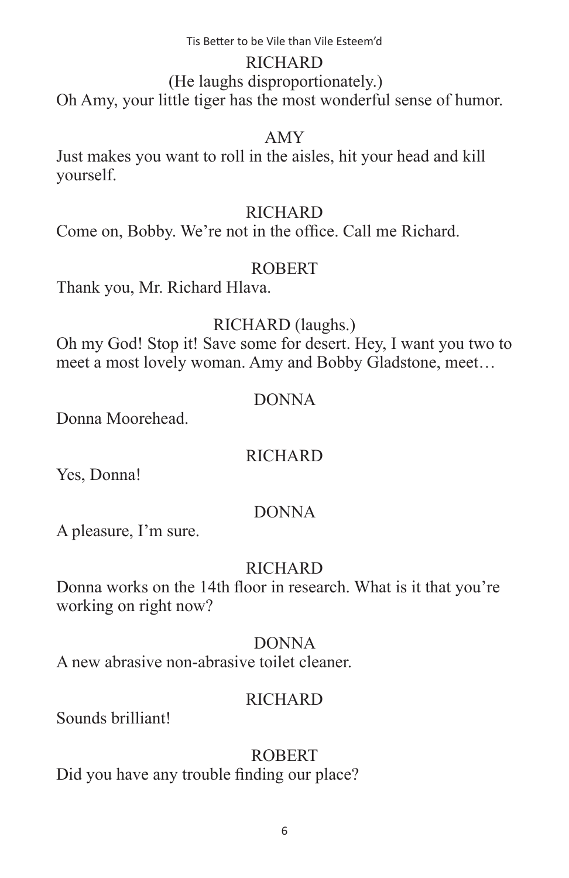RICHARD

(He laughs disproportionately.)

Oh Amy, your little tiger has the most wonderful sense of humor.

AMY

Just makes you want to roll in the aisles, hit your head and kill yourself.

RICHARD

Come on, Bobby. We're not in the office. Call me Richard.

ROBERT

Thank you, Mr. Richard Hlava.

RICHARD (laughs.)

Oh my God! Stop it! Save some for desert. Hey, I want you two to meet a most lovely woman. Amy and Bobby Gladstone, meet…

DONNA

Donna Moorehead.

RICHARD

Yes, Donna!

DONNA

A pleasure, I'm sure.

RICHARD

Donna works on the 14th floor in research. What is it that you're working on right now?

DONNA

A new abrasive non-abrasive toilet cleaner.

RICHARD

Sounds brilliant!

ROBERT

Did you have any trouble finding our place?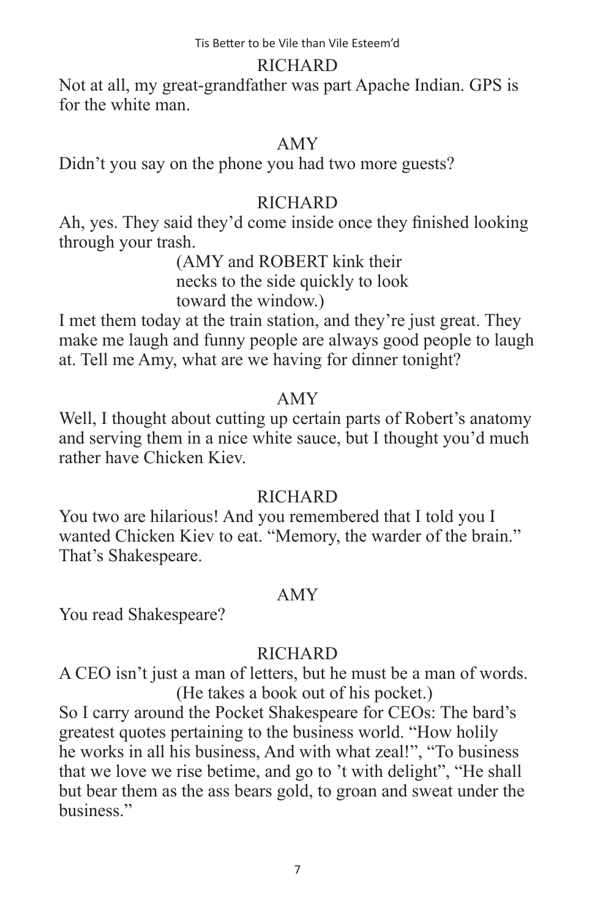RICHARD

Not at all, my great-grandfather was part Apache Indian. GPS is for the white man.

AMY

Didn't you say on the phone you had two more guests?

RICHARD

Ah, yes. They said they'd come inside once they finished looking through your trash.

(AMY and ROBERT kink their necks to the side quickly to look toward the window.)

I met them today at the train station, and they're just great. They make me laugh and funny people are always good people to laugh at. Tell me Amy, what are we having for dinner tonight?

AMY

Well, I thought about cutting up certain parts of Robert's anatomy and serving them in a nice white sauce, but I thought you'd much rather have Chicken Kiev.

RICHARD

You two are hilarious! And you remembered that I told you I wanted Chicken Kiev to eat. "Memory, the warder of the brain." That's Shakespeare.

AMY

You read Shakespeare?

RICHARD

A CEO isn't just a man of letters, but he must be a man of words.

(He takes a book out of his pocket.)

So I carry around the Pocket Shakespeare for CEOs: The bard's greatest quotes pertaining to the business world. "How holily he works in all his business, And with what zeal!", "To business that we love we rise betime, and go to 't with delight", "He shall but bear them as the ass bears gold, to groan and sweat under the business."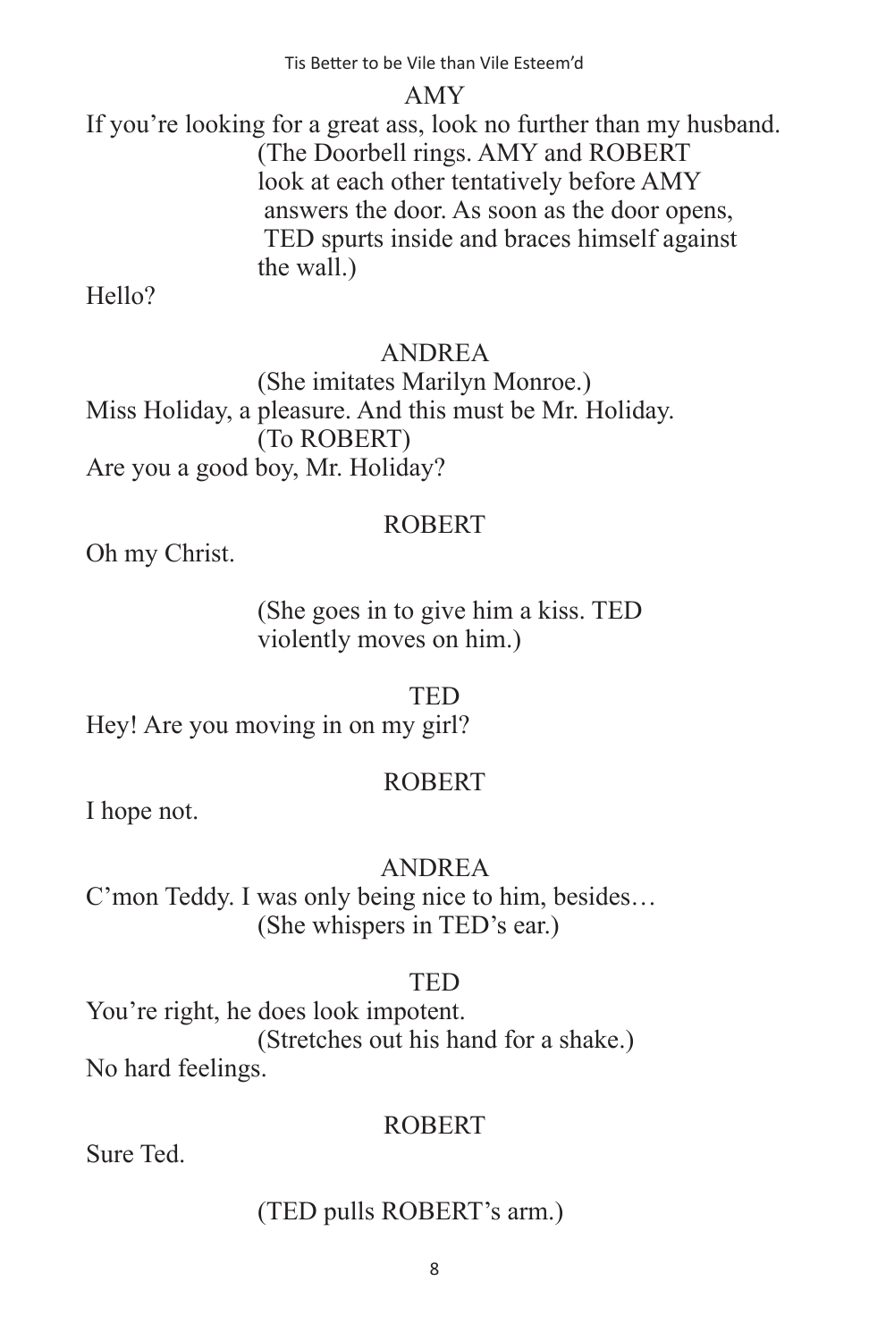AMY

If you're looking for a great ass, look no further than my husband.

(The Doorbell rings. AMY and ROBERT look at each other tentatively before AMY answers the door. As soon as the door opens, TED spurts inside and braces himself against the wall.)

Hello?

ANDREA

(She imitates Marilyn Monroe.)

Miss Holiday, a pleasure. And this must be Mr. Holiday.

(To ROBERT)

Are you a good boy, Mr. Holiday?

ROBERT

Oh my Christ.

(She goes in to give him a kiss. TED violently moves on him.)

TED

Hey! Are you moving in on my girl?

ROBERT

I hope not.

ANDREA

C'mon Teddy. I was only being nice to him, besides…

(She whispers in TED's ear.)

TED

You're right, he does look impotent.

(Stretches out his hand for a shake.)

No hard feelings.

ROBERT

Sure Ted.

(TED pulls ROBERT's arm.)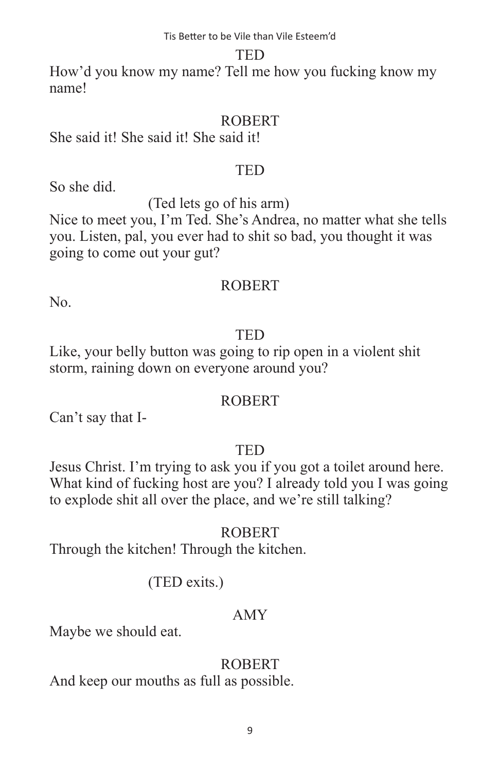TED

How'd you know my name? Tell me how you fucking know my name!

ROBERT

She said it! She said it! She said it!

TED

So she did.

(Ted lets go of his arm)

Nice to meet you, I'm Ted. She's Andrea, no matter what she tells you. Listen, pal, you ever had to shit so bad, you thought it was going to come out your gut?

ROBERT

No.

TED

Like, your belly button was going to rip open in a violent shit storm, raining down on everyone around you?

ROBERT

Can't say that I-

TED

Jesus Christ. I'm trying to ask you if you got a toilet around here. What kind of fucking host are you? I already told you I was going to explode shit all over the place, and we're still talking?

ROBERT

Through the kitchen! Through the kitchen.

(TED exits.)

AMY

Maybe we should eat.

ROBERT

And keep our mouths as full as possible.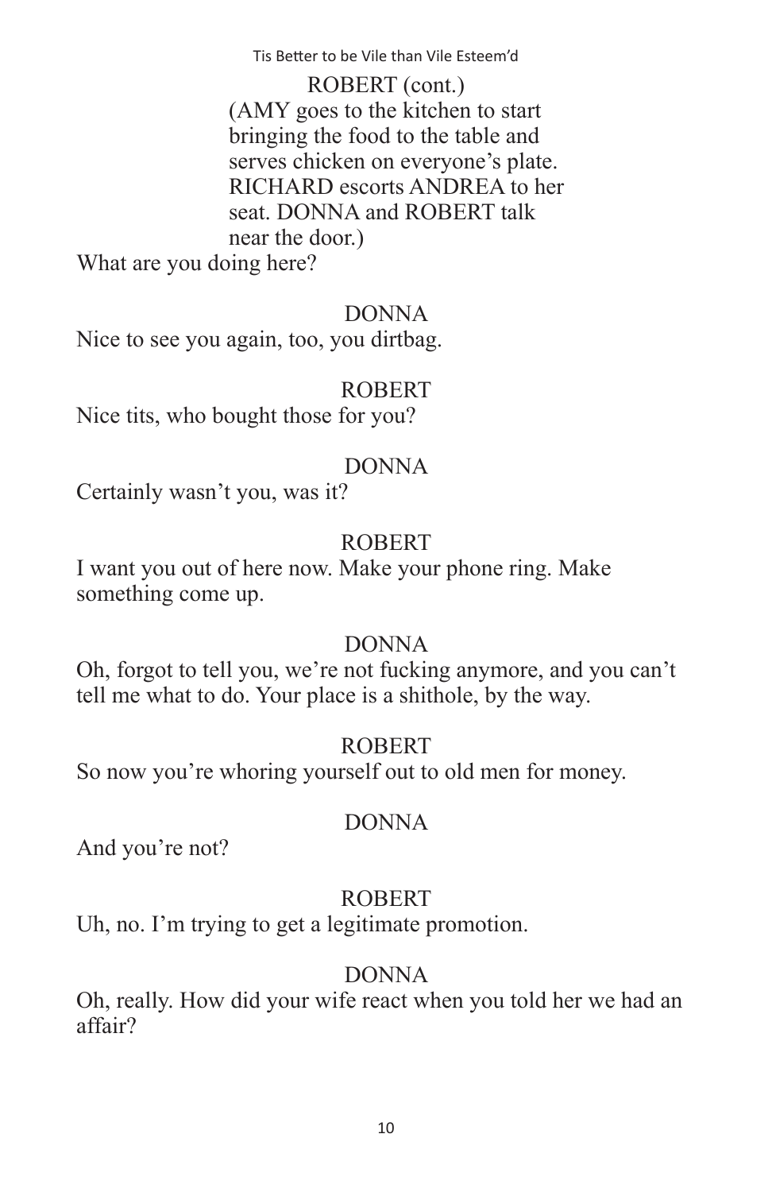ROBERT (cont.)

(AMY goes to the kitchen to start bringing the food to the table and serves chicken on everyone's plate. RICHARD escorts ANDREA to her seat. DONNA and ROBERT talk near the door.)

What are you doing here?

DONNA

Nice to see you again, too, you dirtbag.

ROBERT

Nice tits, who bought those for you?

DONNA

Certainly wasn't you, was it?

ROBERT

I want you out of here now. Make your phone ring. Make something come up.

DONNA

Oh, forgot to tell you, we're not fucking anymore, and you can't tell me what to do. Your place is a shithole, by the way.

ROBERT

So now you're whoring yourself out to old men for money.

DONNA

And you're not?

ROBERT

Uh, no. I'm trying to get a legitimate promotion.

DONNA

Oh, really. How did your wife react when you told her we had an affair?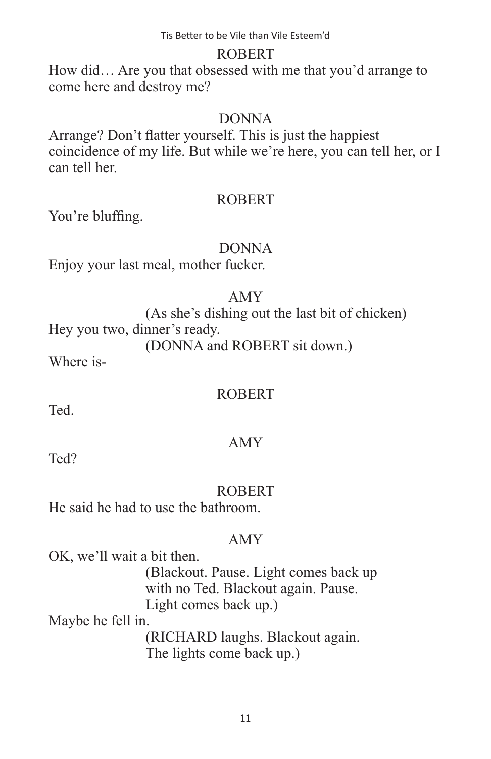ROBERT

How did… Are you that obsessed with me that you'd arrange to come here and destroy me?

DONNA

Arrange? Don't flatter yourself. This is just the happiest coincidence of my life. But while we're here, you can tell her, or I can tell her.

ROBERT

You're bluffing.

DONNA

Enjoy your last meal, mother fucker.

AMY

(As she's dishing out the last bit of chicken)

Hey you two, dinner's ready.

(DONNA and ROBERT sit down.)

Where is-

ROBERT

Ted.

AMY

Ted?

ROBERT

He said he had to use the bathroom.

AMY

OK, we'll wait a bit then.

(Blackout. Pause. Light comes back up with no Ted. Blackout again. Pause. Light comes back up.)

Maybe he fell in.

(RICHARD laughs. Blackout again. The lights come back up.)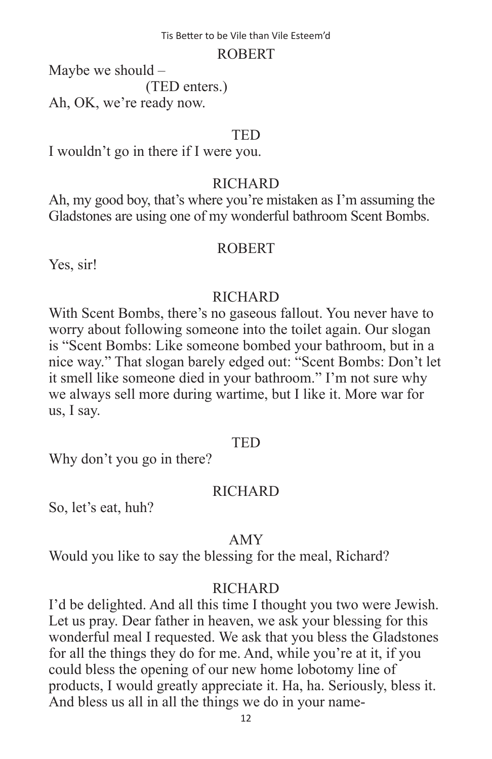ROBERT

Maybe we should –

(TED enters.)

Ah, OK, we're ready now.

TED

I wouldn't go in there if I were you.

RICHARD

Ah, my good boy, that's where you're mistaken as I'm assuming the Gladstones are using one of my wonderful bathroom Scent Bombs.

ROBERT

Yes, sir!

RICHARD

With Scent Bombs, there's no gaseous fallout. You never have to worry about following someone into the toilet again. Our slogan is "Scent Bombs: Like someone bombed your bathroom, but in a nice way." That slogan barely edged out: "Scent Bombs: Don't let it smell like someone died in your bathroom." I'm not sure why we always sell more during wartime, but I like it. More war for us, I say.

TED

Why don't you go in there?

RICHARD

So, let's eat, huh?

AMY

Would you like to say the blessing for the meal, Richard?

RICHARD

I'd be delighted. And all this time I thought you two were Jewish. Let us pray. Dear father in heaven, we ask your blessing for this wonderful meal I requested. We ask that you bless the Gladstones for all the things they do for me. And, while you're at it, if you could bless the opening of our new home lobotomy line of products, I would greatly appreciate it. Ha, ha. Seriously, bless it. And bless us all in all the things we do in your name-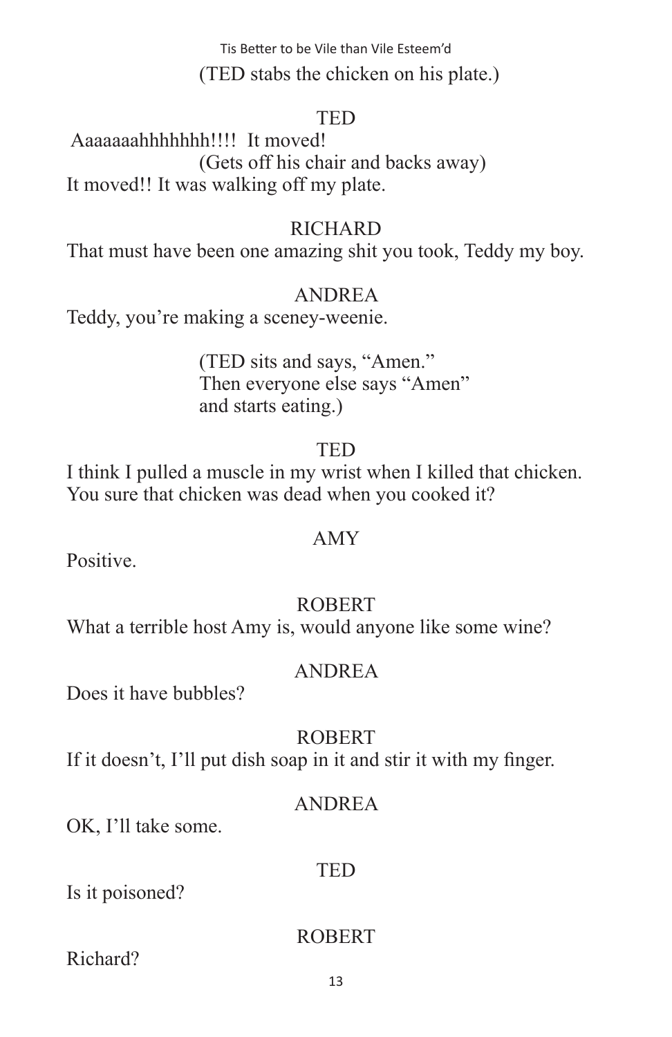(TED stabs the chicken on his plate.)

TED

Aaaaaaahhhhhhh!!!! It moved!

(Gets off his chair and backs away)

It moved!! It was walking off my plate.

RICHARD

That must have been one amazing shit you took, Teddy my boy.

ANDREA

Teddy, you're making a sceney-weenie.

(TED sits and says, "Amen."
Then everyone else says "Amen"
and starts eating.)

TED

I think I pulled a muscle in my wrist when I killed that chicken.
You sure that chicken was dead when you cooked it?

AMY

Positive.

ROBERT

What a terrible host Amy is, would anyone like some wine?

ANDREA

Does it have bubbles?

ROBERT

If it doesn't, I'll put dish soap in it and stir it with my finger.

ANDREA

OK, I'll take some.

TED

Is it poisoned?

ROBERT

Richard?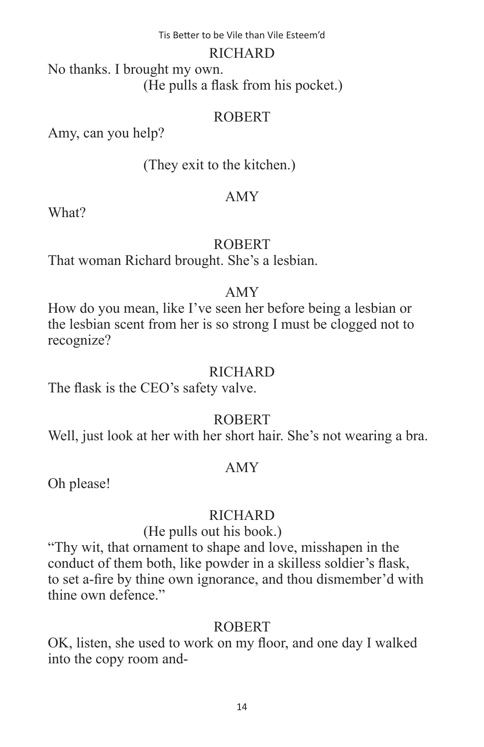RICHARD

No thanks. I brought my own.

(He pulls a flask from his pocket.)

ROBERT

Amy, can you help?

(They exit to the kitchen.)

AMY

What?

ROBERT

That woman Richard brought. She's a lesbian.

AMY

How do you mean, like I've seen her before being a lesbian or the lesbian scent from her is so strong I must be clogged not to recognize?

RICHARD

The flask is the CEO's safety valve.

ROBERT

Well, just look at her with her short hair. She's not wearing a bra.

AMY

Oh please!

RICHARD

(He pulls out his book.)

"Thy wit, that ornament to shape and love, misshapen in the conduct of them both, like powder in a skilless soldier's flask, to set a-fire by thine own ignorance, and thou dismember'd with thine own defence."

ROBERT

OK, listen, she used to work on my floor, and one day I walked into the copy room and-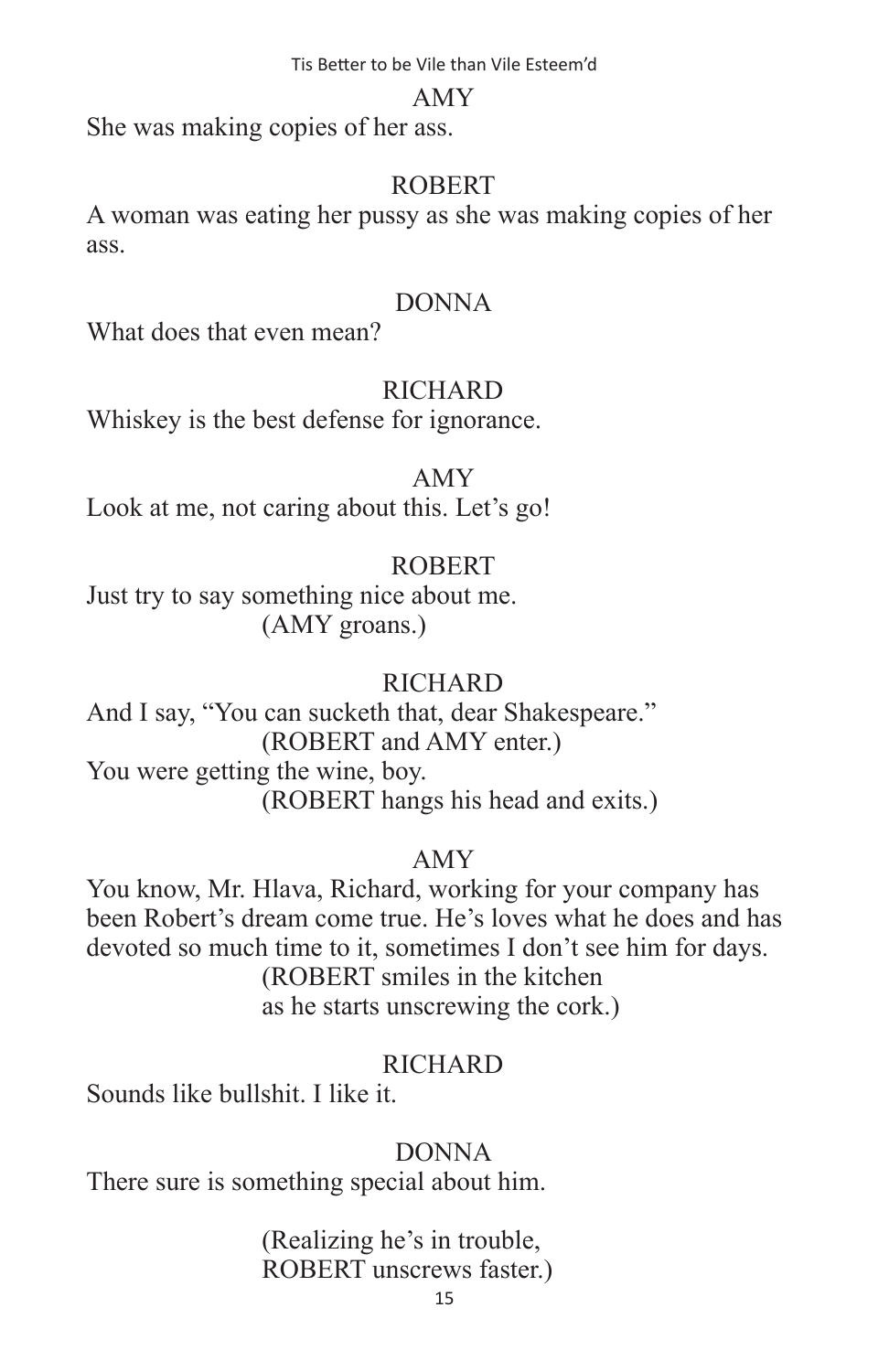AMY

She was making copies of her ass.

ROBERT

A woman was eating her pussy as she was making copies of her ass.

DONNA

What does that even mean?

RICHARD

Whiskey is the best defense for ignorance.

AMY

Look at me, not caring about this. Let's go!

ROBERT

Just try to say something nice about me.

(AMY groans.)

RICHARD

And I say, "You can sucketh that, dear Shakespeare."

(ROBERT and AMY enter.)

You were getting the wine, boy.

(ROBERT hangs his head and exits.)

AMY

You know, Mr. Hlava, Richard, working for your company has been Robert's dream come true. He's loves what he does and has devoted so much time to it, sometimes I don't see him for days.

(ROBERT smiles in the kitchen as he starts unscrewing the cork.)

RICHARD

Sounds like bullshit. I like it.

DONNA

There sure is something special about him.

(Realizing he's in trouble, ROBERT unscrews faster.)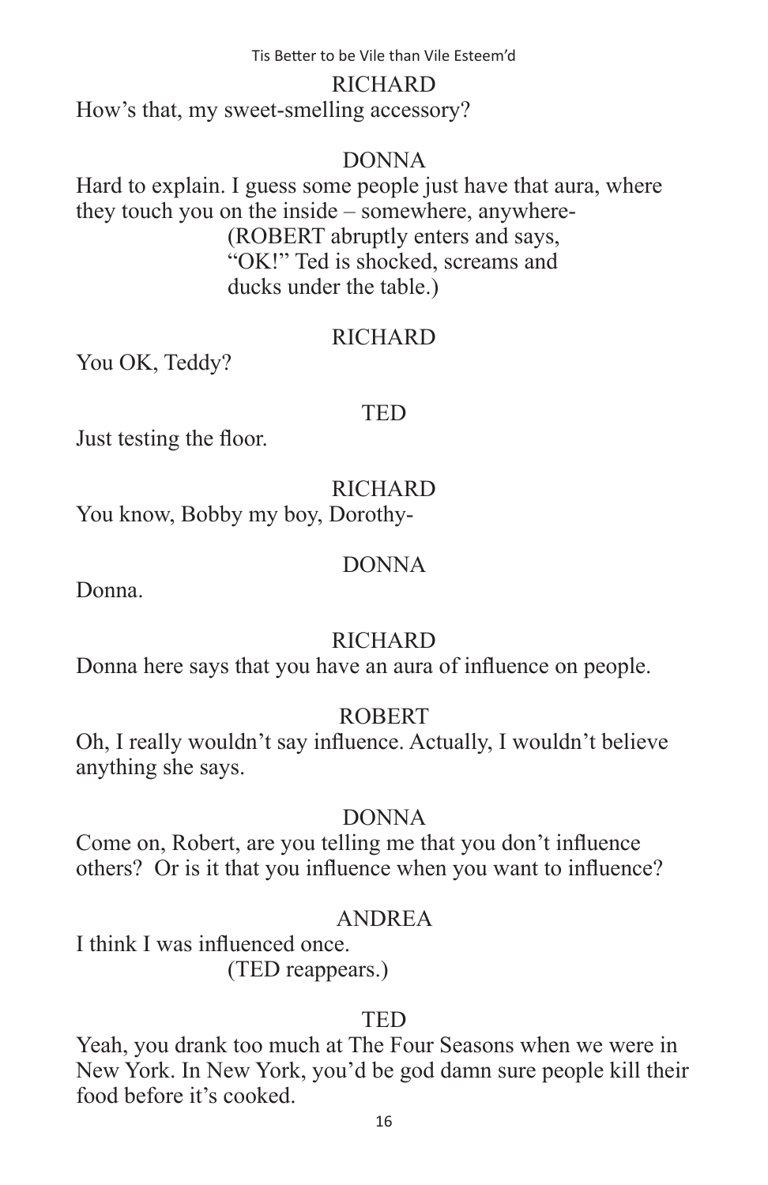RICHARD

How's that, my sweet-smelling accessory?

DONNA

Hard to explain. I guess some people just have that aura, where they touch you on the inside – somewhere, anywhere-

(ROBERT abruptly enters and says, "OK!" Ted is shocked, screams and ducks under the table.)

RICHARD

You OK, Teddy?

TED

Just testing the floor.

RICHARD

You know, Bobby my boy, Dorothy-

DONNA

Donna.

RICHARD

Donna here says that you have an aura of influence on people.

ROBERT

Oh, I really wouldn't say influence. Actually, I wouldn't believe anything she says.

DONNA

Come on, Robert, are you telling me that you don't influence others? Or is it that you influence when you want to influence?

ANDREA

I think I was influenced once.

(TED reappears.)

TED

Yeah, you drank too much at The Four Seasons when we were in New York. In New York, you'd be god damn sure people kill their food before it's cooked.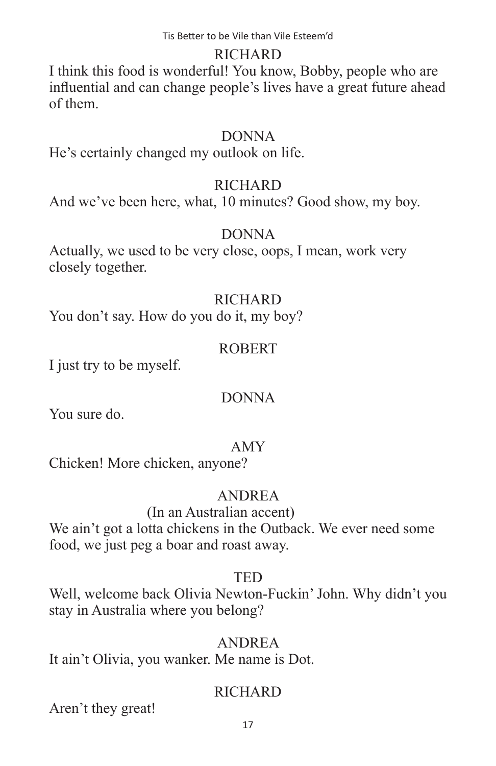RICHARD

I think this food is wonderful! You know, Bobby, people who are influential and can change people's lives have a great future ahead of them.

DONNA

He's certainly changed my outlook on life.

RICHARD

And we've been here, what, 10 minutes? Good show, my boy.

DONNA

Actually, we used to be very close, oops, I mean, work very closely together.

RICHARD

You don't say. How do you do it, my boy?

ROBERT

I just try to be myself.

DONNA

You sure do.

AMY

Chicken! More chicken, anyone?

ANDREA

(In an Australian accent)

We ain't got a lotta chickens in the Outback. We ever need some food, we just peg a boar and roast away.

TED

Well, welcome back Olivia Newton-Fuckin' John. Why didn't you stay in Australia where you belong?

ANDREA

It ain't Olivia, you wanker. Me name is Dot.

RICHARD

Aren't they great!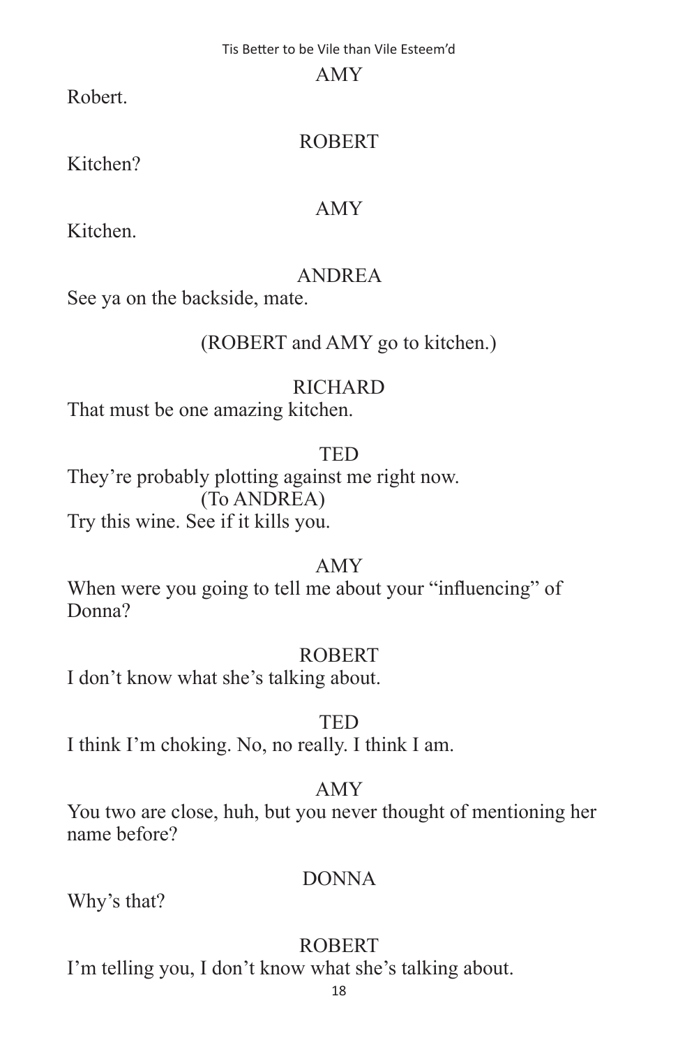AMY

Robert.

ROBERT

Kitchen?

AMY

Kitchen.

ANDREA

See ya on the backside, mate.

(ROBERT and AMY go to kitchen.)

RICHARD

That must be one amazing kitchen.

TED

They're probably plotting against me right now.

(To ANDREA)

Try this wine. See if it kills you.

AMY

When were you going to tell me about your "influencing" of Donna?

ROBERT

I don't know what she's talking about.

TED

I think I'm choking. No, no really. I think I am.

AMY

You two are close, huh, but you never thought of mentioning her name before?

DONNA

Why's that?

ROBERT

I'm telling you, I don't know what she's talking about.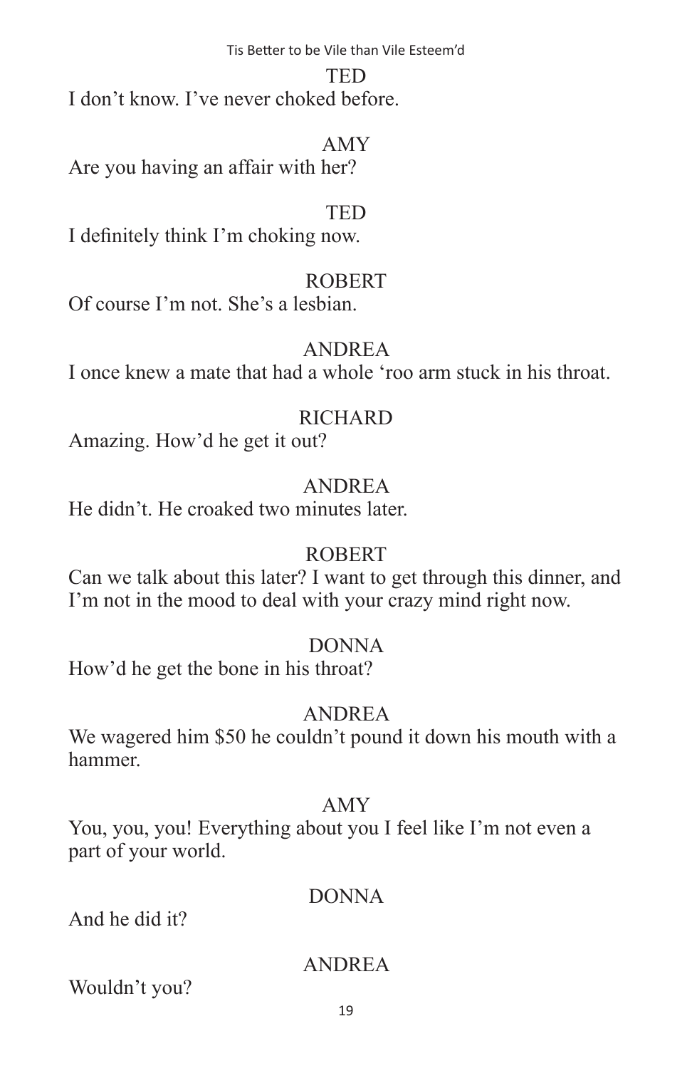TED

I don't know. I've never choked before.

AMY

Are you having an affair with her?

TED

I definitely think I'm choking now.

ROBERT

Of course I'm not. She's a lesbian.

ANDREA

I once knew a mate that had a whole 'roo arm stuck in his throat.

RICHARD

Amazing. How'd he get it out?

ANDREA

He didn't. He croaked two minutes later.

ROBERT

Can we talk about this later? I want to get through this dinner, and I'm not in the mood to deal with your crazy mind right now.

DONNA

How'd he get the bone in his throat?

ANDREA

We wagered him $50 he couldn't pound it down his mouth with a hammer.

AMY

You, you, you! Everything about you I feel like I'm not even a part of your world.

DONNA

And he did it?

ANDREA

Wouldn't you?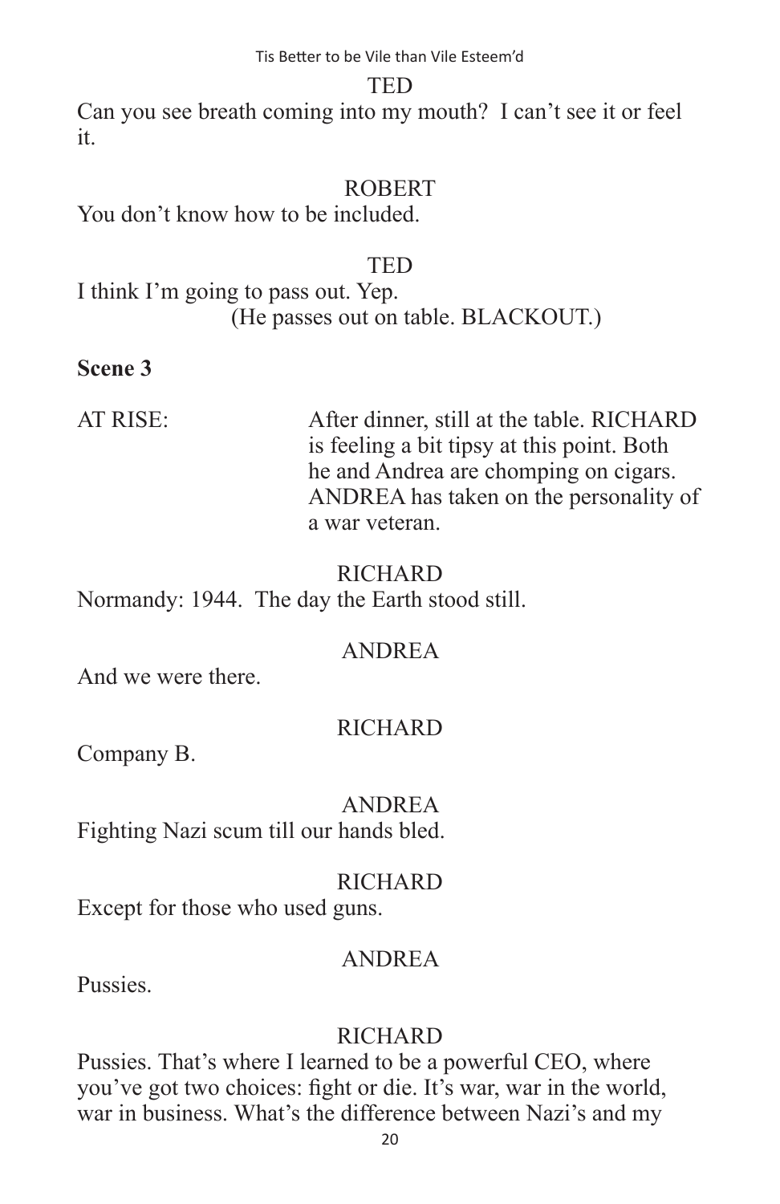TED

Can you see breath coming into my mouth? I can't see it or feel it.

ROBERT

You don't know how to be included.

TED

I think I'm going to pass out. Yep.

(He passes out on table. BLACKOUT.)

**Scene 3**

AT RISE: After dinner, still at the table. RICHARD is feeling a bit tipsy at this point. Both he and Andrea are chomping on cigars. ANDREA has taken on the personality of a war veteran.

RICHARD

Normandy: 1944. The day the Earth stood still.

ANDREA

And we were there.

RICHARD

Company B.

ANDREA

Fighting Nazi scum till our hands bled.

RICHARD

Except for those who used guns.

ANDREA

Pussies.

RICHARD

Pussies. That's where I learned to be a powerful CEO, where you've got two choices: fight or die. It's war, war in the world, war in business. What's the difference between Nazi's and my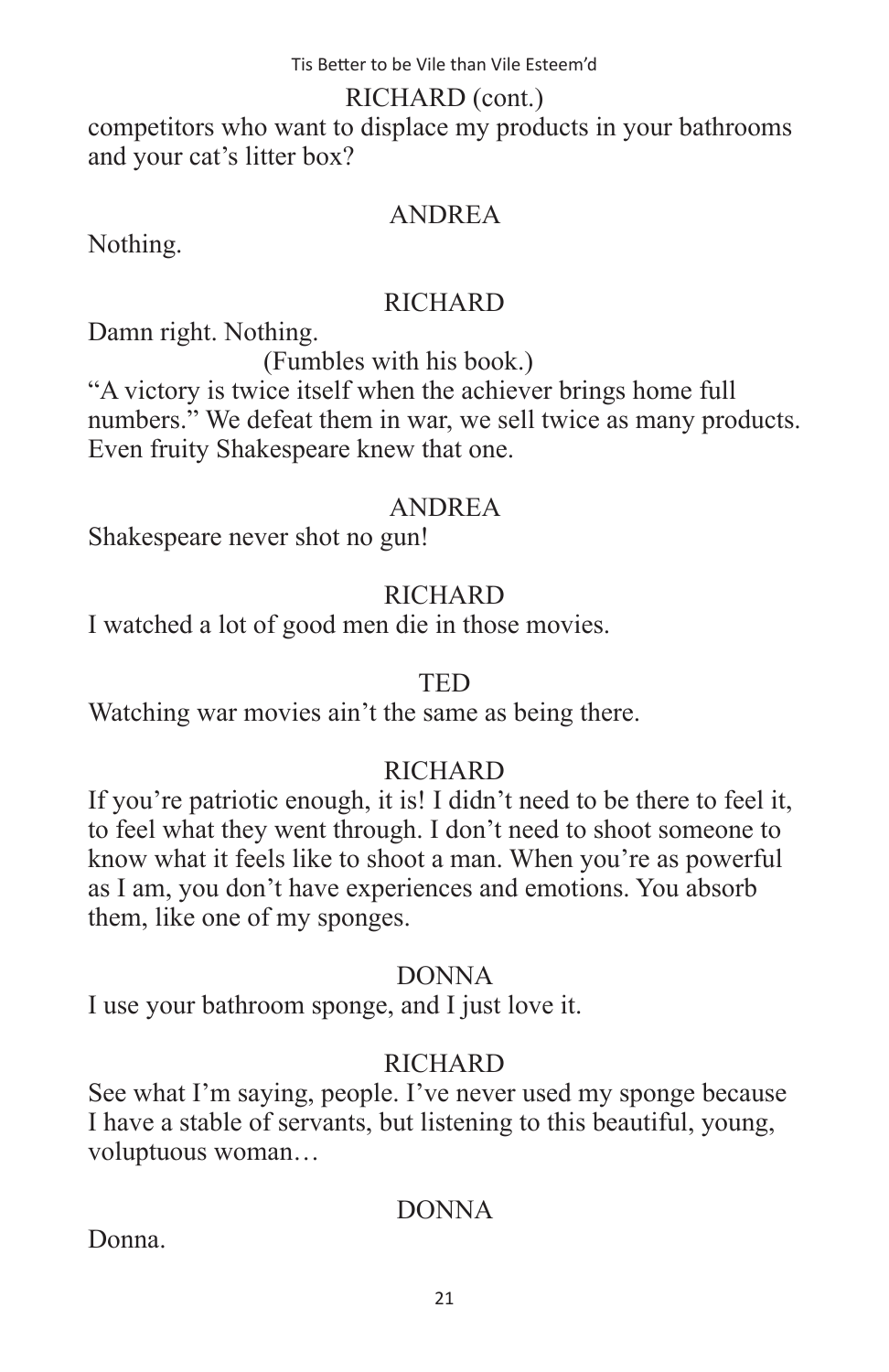RICHARD (cont.)

competitors who want to displace my products in your bathrooms and your cat's litter box?

ANDREA

Nothing.

RICHARD

Damn right. Nothing.

(Fumbles with his book.)

"A victory is twice itself when the achiever brings home full numbers." We defeat them in war, we sell twice as many products. Even fruity Shakespeare knew that one.

ANDREA

Shakespeare never shot no gun!

RICHARD

I watched a lot of good men die in those movies.

TED

Watching war movies ain't the same as being there.

RICHARD

If you're patriotic enough, it is! I didn't need to be there to feel it, to feel what they went through. I don't need to shoot someone to know what it feels like to shoot a man. When you're as powerful as I am, you don't have experiences and emotions. You absorb them, like one of my sponges.

DONNA

I use your bathroom sponge, and I just love it.

RICHARD

See what I'm saying, people. I've never used my sponge because I have a stable of servants, but listening to this beautiful, young, voluptuous woman…

DONNA

Donna.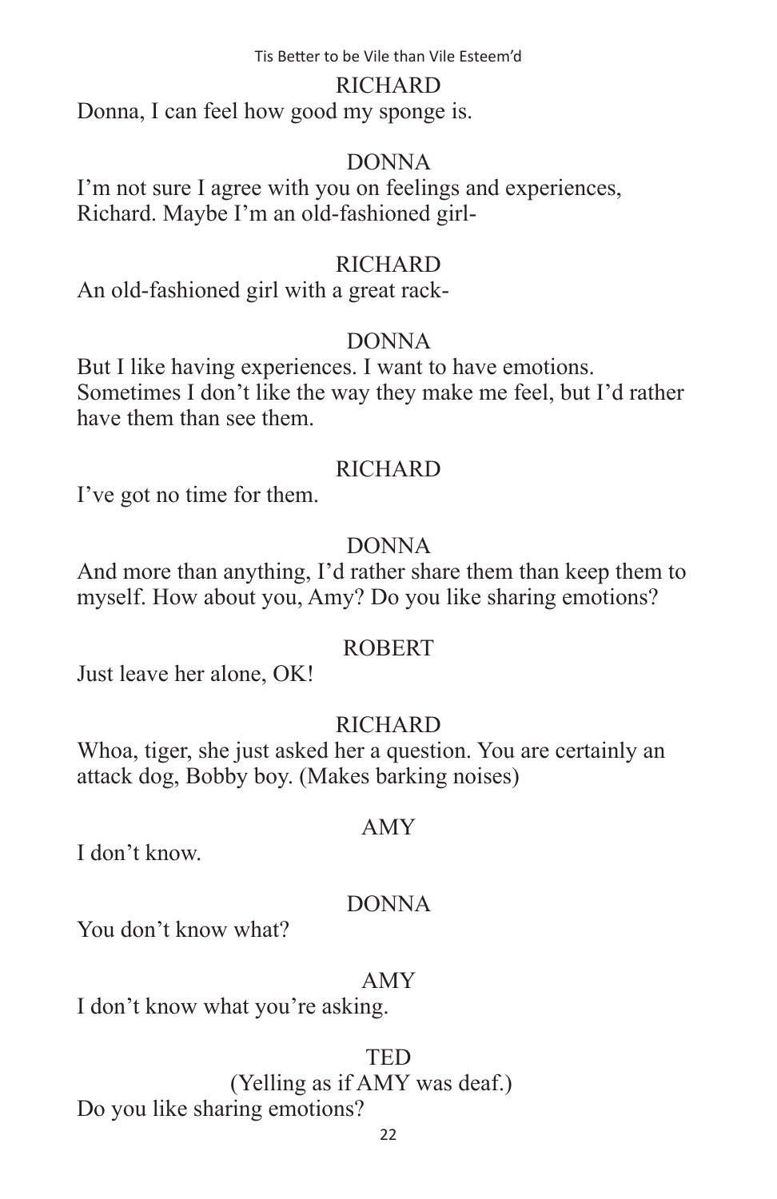RICHARD

Donna, I can feel how good my sponge is.

DONNA

I'm not sure I agree with you on feelings and experiences, Richard. Maybe I'm an old-fashioned girl-

RICHARD

An old-fashioned girl with a great rack-

DONNA

But I like having experiences. I want to have emotions. Sometimes I don't like the way they make me feel, but I'd rather have them than see them.

RICHARD

I've got no time for them.

DONNA

And more than anything, I'd rather share them than keep them to myself. How about you, Amy? Do you like sharing emotions?

ROBERT

Just leave her alone, OK!

RICHARD

Whoa, tiger, she just asked her a question. You are certainly an attack dog, Bobby boy. (Makes barking noises)

AMY

I don't know.

DONNA

You don't know what?

AMY

I don't know what you're asking.

TED

(Yelling as if AMY was deaf.)

Do you like sharing emotions?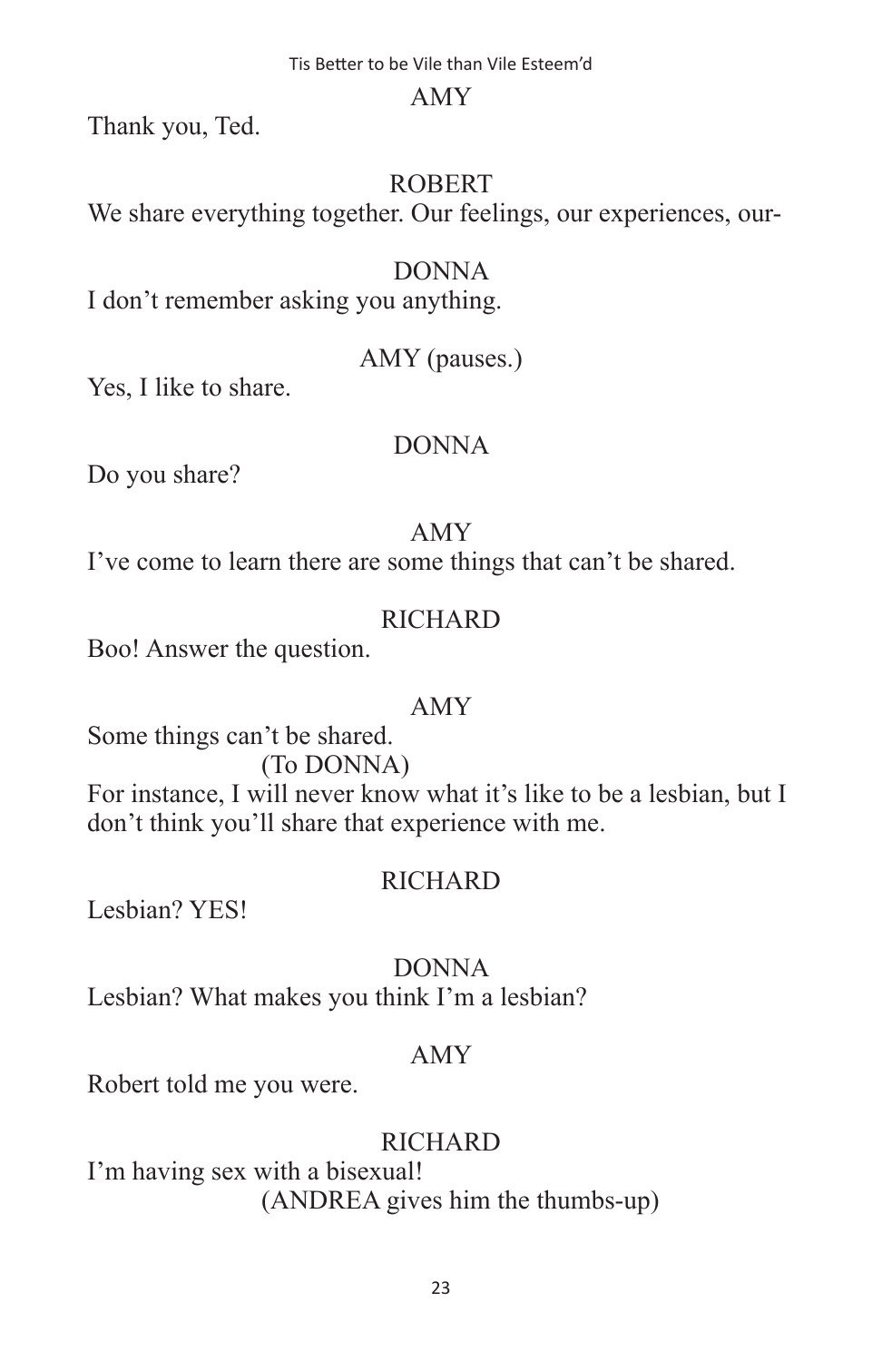AMY

Thank you, Ted.

ROBERT

We share everything together. Our feelings, our experiences, our-

DONNA

I don't remember asking you anything.

AMY (pauses.)

Yes, I like to share.

DONNA

Do you share?

AMY

I've come to learn there are some things that can't be shared.

RICHARD

Boo! Answer the question.

AMY

Some things can't be shared.

(To DONNA)

For instance, I will never know what it's like to be a lesbian, but I don't think you'll share that experience with me.

RICHARD

Lesbian? YES!

DONNA

Lesbian? What makes you think I'm a lesbian?

AMY

Robert told me you were.

RICHARD

I'm having sex with a bisexual!

(ANDREA gives him the thumbs-up)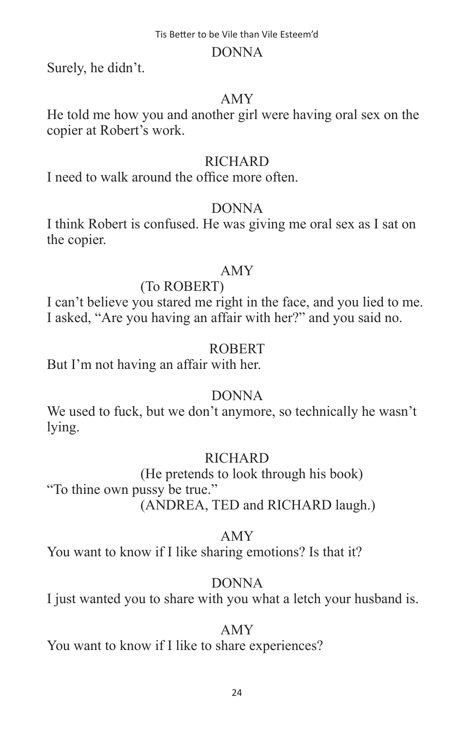DONNA

Surely, he didn't.

AMY

He told me how you and another girl were having oral sex on the copier at Robert's work.

RICHARD

I need to walk around the office more often.

DONNA

I think Robert is confused. He was giving me oral sex as I sat on the copier.

AMY

(To ROBERT)

I can't believe you stared me right in the face, and you lied to me. I asked, "Are you having an affair with her?" and you said no.

ROBERT

But I'm not having an affair with her.

DONNA

We used to fuck, but we don't anymore, so technically he wasn't lying.

RICHARD

(He pretends to look through his book)

"To thine own pussy be true."

(ANDREA, TED and RICHARD laugh.)

AMY

You want to know if I like sharing emotions? Is that it?

DONNA

I just wanted you to share with you what a letch your husband is.

AMY

You want to know if I like to share experiences?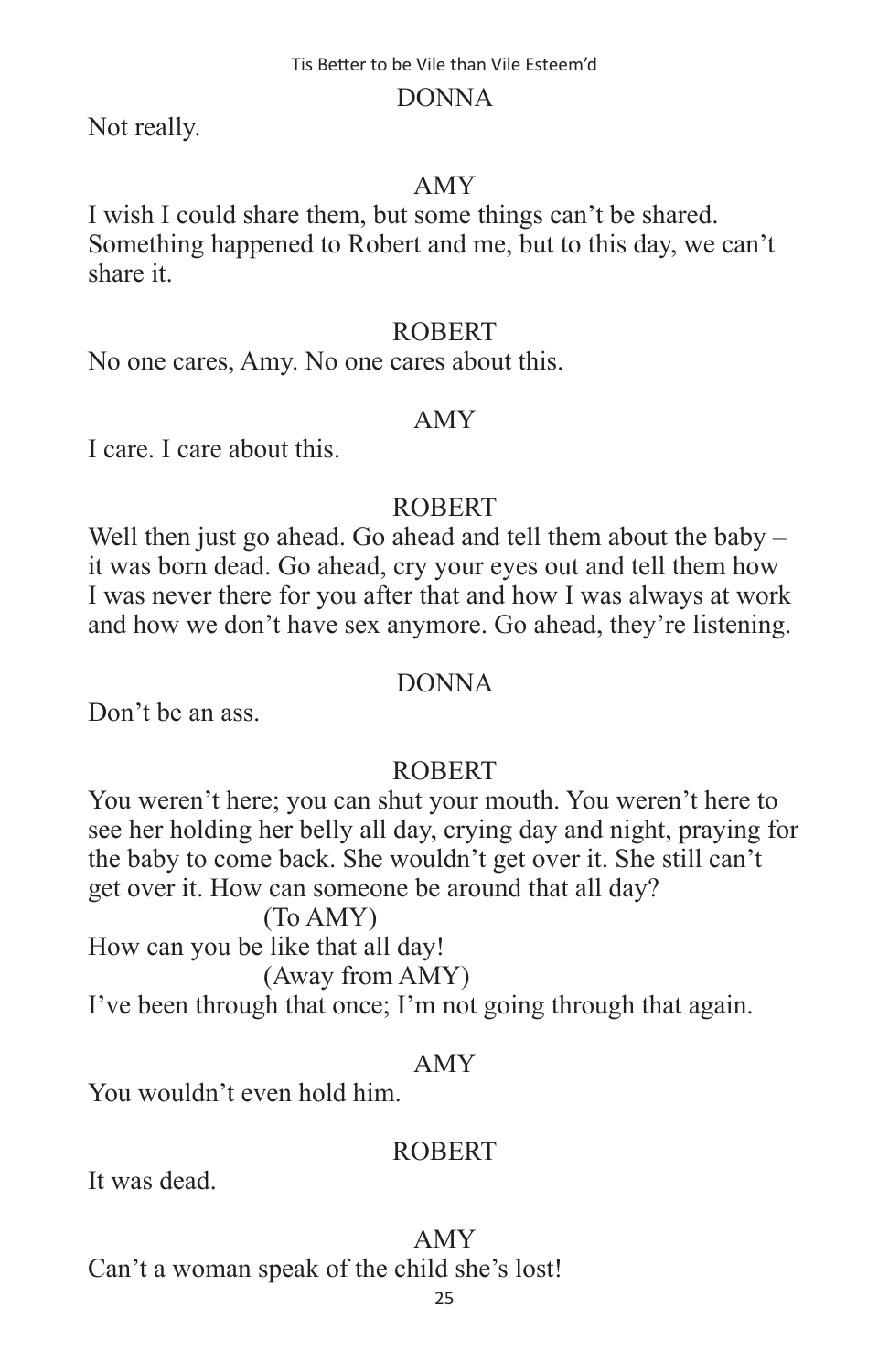DONNA

Not really.

AMY

I wish I could share them, but some things can't be shared. Something happened to Robert and me, but to this day, we can't share it.

ROBERT

No one cares, Amy. No one cares about this.

AMY

I care. I care about this.

ROBERT

Well then just go ahead. Go ahead and tell them about the baby – it was born dead. Go ahead, cry your eyes out and tell them how I was never there for you after that and how I was always at work and how we don't have sex anymore. Go ahead, they're listening.

DONNA

Don't be an ass.

ROBERT

You weren't here; you can shut your mouth. You weren't here to see her holding her belly all day, crying day and night, praying for the baby to come back. She wouldn't get over it. She still can't get over it. How can someone be around that all day?

(To AMY)

How can you be like that all day!

(Away from AMY)

I've been through that once; I'm not going through that again.

AMY

You wouldn't even hold him.

ROBERT

It was dead.

AMY

Can't a woman speak of the child she's lost!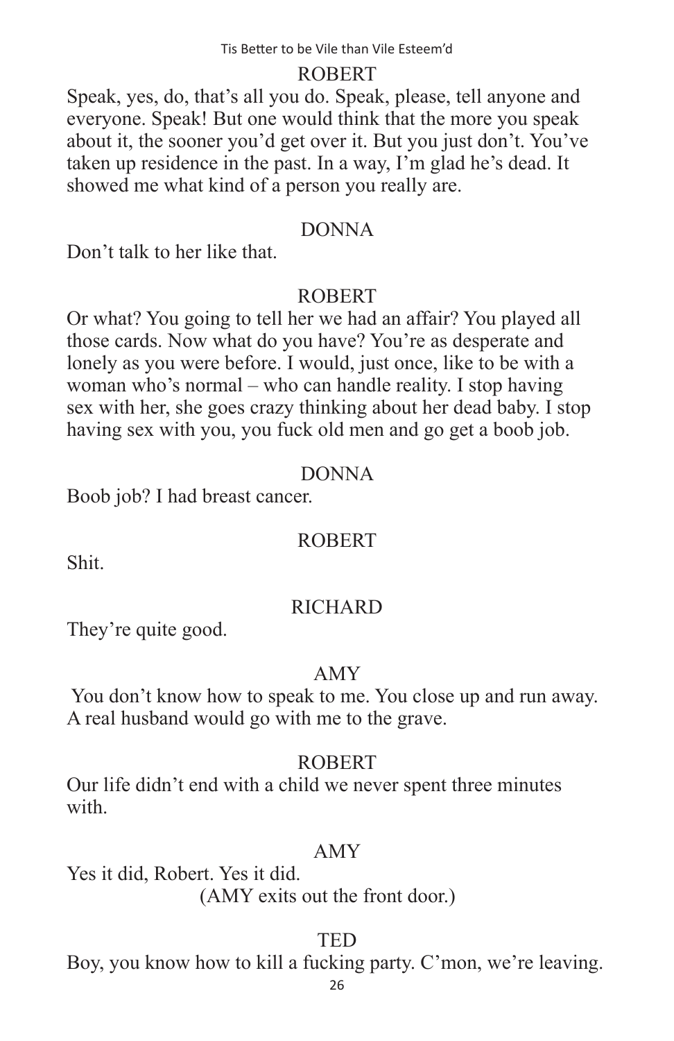ROBERT

Speak, yes, do, that's all you do. Speak, please, tell anyone and everyone. Speak! But one would think that the more you speak about it, the sooner you'd get over it. But you just don't. You've taken up residence in the past. In a way, I'm glad he's dead. It showed me what kind of a person you really are.

DONNA

Don't talk to her like that.

ROBERT

Or what? You going to tell her we had an affair? You played all those cards. Now what do you have? You're as desperate and lonely as you were before. I would, just once, like to be with a woman who's normal – who can handle reality. I stop having sex with her, she goes crazy thinking about her dead baby. I stop having sex with you, you fuck old men and go get a boob job.

DONNA

Boob job? I had breast cancer.

ROBERT

Shit.

RICHARD

They're quite good.

AMY

You don't know how to speak to me. You close up and run away. A real husband would go with me to the grave.

ROBERT

Our life didn't end with a child we never spent three minutes with.

AMY

Yes it did, Robert. Yes it did.

(AMY exits out the front door.)

TED

Boy, you know how to kill a fucking party. C'mon, we're leaving.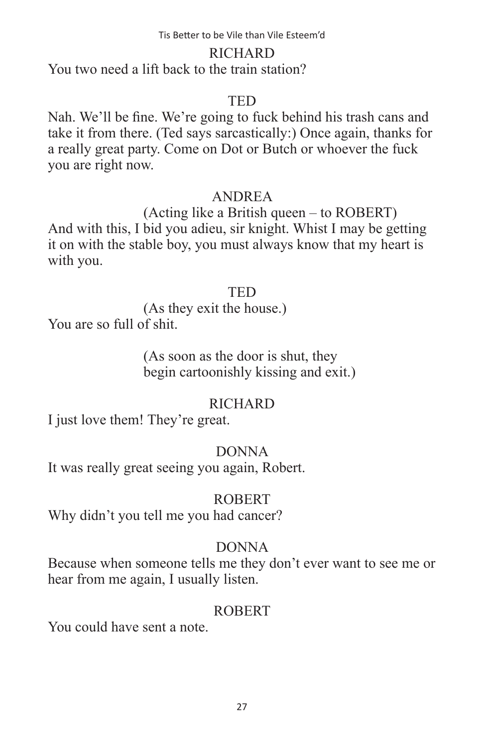RICHARD

You two need a lift back to the train station?

TED

Nah. We'll be fine. We're going to fuck behind his trash cans and take it from there. (Ted says sarcastically:) Once again, thanks for a really great party. Come on Dot or Butch or whoever the fuck you are right now.

ANDREA

(Acting like a British queen – to ROBERT)

And with this, I bid you adieu, sir knight. Whist I may be getting it on with the stable boy, you must always know that my heart is with you.

TED

(As they exit the house.)

You are so full of shit.

(As soon as the door is shut, they begin cartoonishly kissing and exit.)

RICHARD

I just love them! They're great.

DONNA

It was really great seeing you again, Robert.

ROBERT

Why didn't you tell me you had cancer?

DONNA

Because when someone tells me they don't ever want to see me or hear from me again, I usually listen.

ROBERT

You could have sent a note.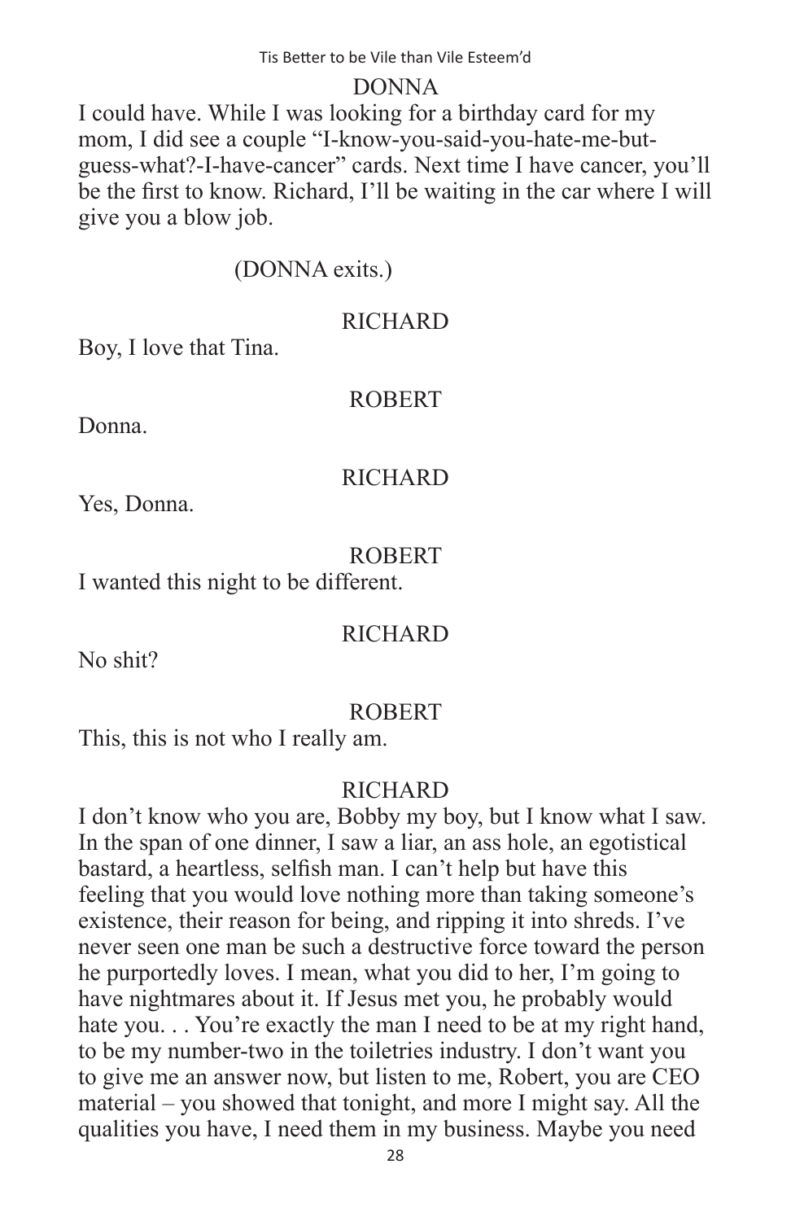DONNA

I could have. While I was looking for a birthday card for my mom, I did see a couple "I-know-you-said-you-hate-me-but-guess-what?-I-have-cancer" cards. Next time I have cancer, you'll be the first to know. Richard, I'll be waiting in the car where I will give you a blow job.

(DONNA exits.)

RICHARD

Boy, I love that Tina.

ROBERT

Donna.

RICHARD

Yes, Donna.

ROBERT

I wanted this night to be different.

RICHARD

No shit?

ROBERT

This, this is not who I really am.

RICHARD

I don't know who you are, Bobby my boy, but I know what I saw. In the span of one dinner, I saw a liar, an ass hole, an egotistical bastard, a heartless, selfish man. I can't help but have this feeling that you would love nothing more than taking someone's existence, their reason for being, and ripping it into shreds. I've never seen one man be such a destructive force toward the person he purportedly loves. I mean, what you did to her, I'm going to have nightmares about it. If Jesus met you, he probably would hate you. . . You're exactly the man I need to be at my right hand, to be my number-two in the toiletries industry. I don't want you to give me an answer now, but listen to me, Robert, you are CEO material – you showed that tonight, and more I might say. All the qualities you have, I need them in my business. Maybe you need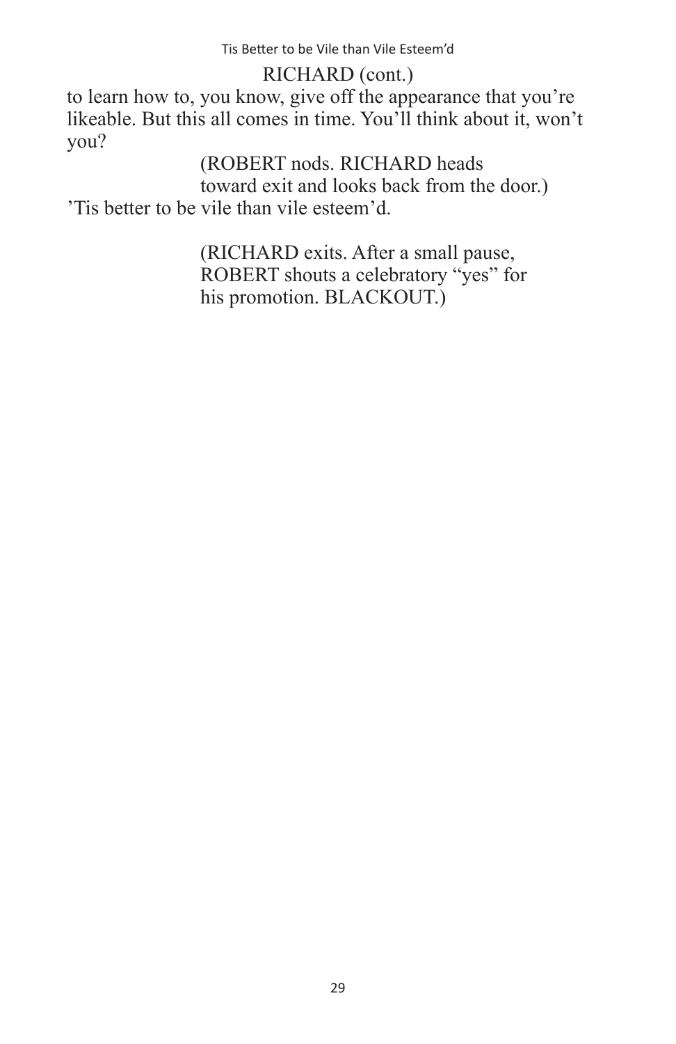RICHARD (cont.)

to learn how to, you know, give off the appearance that you're likeable. But this all comes in time. You'll think about it, won't you?

(ROBERT nods. RICHARD heads toward exit and looks back from the door.)

'Tis better to be vile than vile esteem'd.

(RICHARD exits. After a small pause, ROBERT shouts a celebratory "yes" for his promotion. BLACKOUT.)